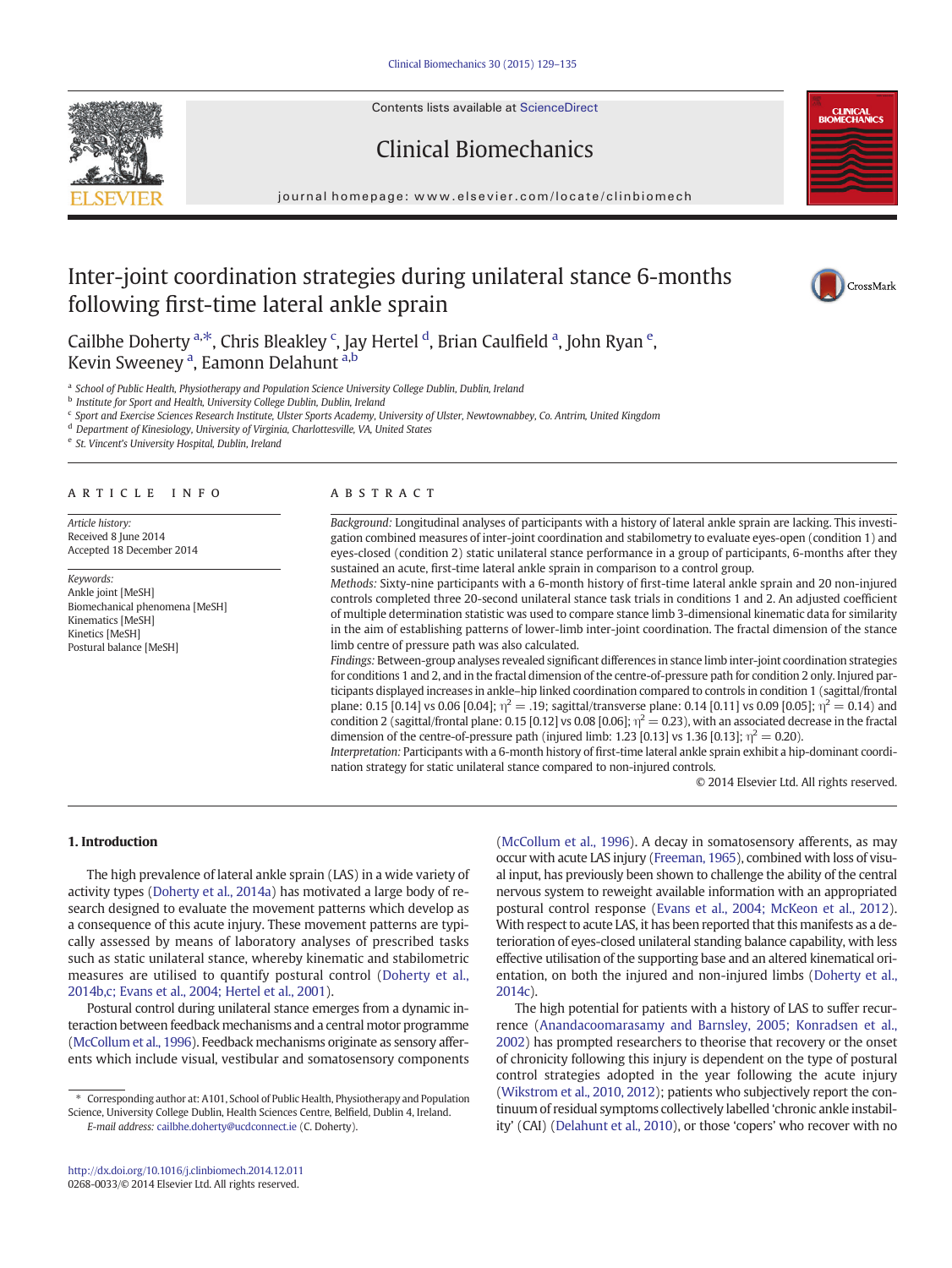# Inter-joint coordination strategies during unilateral stance 6-months following first-time lateral ankle sprain

Cailbhe Doherty [a,*], Chris Bleakley [c], Jay Hertel [d], Brian Caulfield [a], John Ryan [e], Kevin Sweeney [a], Eamonn Delahunt [a,b]

[a] School of Public Health, Physiotherapy and Population Science University College Dublin, Dublin, Ireland
[b] Institute for Sport and Health, University College Dublin, Dublin, Ireland
[c] Sport and Exercise Sciences Research Institute, Ulster Sports Academy, University of Ulster, Newtownabbey, Co. Antrim, United Kingdom
[d] Department of Kinesiology, University of Virginia, Charlottesville, VA, United States
[e] St. Vincent's University Hospital, Dublin, Ireland

## ARTICLE INFO

*Article history:*
Received 8 June 2014
Accepted 18 December 2014

*Keywords:*
Ankle joint [MeSH]
Biomechanical phenomena [MeSH]
Kinematics [MeSH]
Kinetics [MeSH]
Postural balance [MeSH]

## ABSTRACT

*Background:* Longitudinal analyses of participants with a history of lateral ankle sprain are lacking. This investigation combined measures of inter-joint coordination and stabilometry to evaluate eyes-open (condition 1) and eyes-closed (condition 2) static unilateral stance performance in a group of participants, 6-months after they sustained an acute, first-time lateral ankle sprain in comparison to a control group.

*Methods:* Sixty-nine participants with a 6-month history of first-time lateral ankle sprain and 20 non-injured controls completed three 20-second unilateral stance task trials in conditions 1 and 2. An adjusted coefficient of multiple determination statistic was used to compare stance limb 3-dimensional kinematic data for similarity in the aim of establishing patterns of lower-limb inter-joint coordination. The fractal dimension of the stance limb centre of pressure path was also calculated.

*Findings:* Between-group analyses revealed significant differences in stance limb inter-joint coordination strategies for conditions 1 and 2, and in the fractal dimension of the centre-of-pressure path for condition 2 only. Injured participants displayed increases in ankle–hip linked coordination compared to controls in condition 1 (sagittal/frontal plane: 0.15 [0.14] vs 0.06 [0.04]; $\eta^2 = .19$; sagittal/transverse plane: 0.14 [0.11] vs 0.09 [0.05]; $\eta^2 = 0.14$) and condition 2 (sagittal/frontal plane: 0.15 [0.12] vs 0.08 [0.06]; $\eta^2 = 0.23$), with an associated decrease in the fractal dimension of the centre-of-pressure path (injured limb: 1.23 [0.13] vs 1.36 [0.13]; $\eta^2 = 0.20$).

*Interpretation:* Participants with a 6-month history of first-time lateral ankle sprain exhibit a hip-dominant coordination strategy for static unilateral stance compared to non-injured controls.

© 2014 Elsevier Ltd. All rights reserved.

## 1. Introduction

The high prevalence of lateral ankle sprain (LAS) in a wide variety of activity types (Doherty et al., 2014a) has motivated a large body of research designed to evaluate the movement patterns which develop as a consequence of this acute injury. These movement patterns are typically assessed by means of laboratory analyses of prescribed tasks such as static unilateral stance, whereby kinematic and stabilometric measures are utilised to quantify postural control (Doherty et al., 2014b,c; Evans et al., 2004; Hertel et al., 2001).

Postural control during unilateral stance emerges from a dynamic interaction between feedback mechanisms and a central motor programme (McCollum et al., 1996). Feedback mechanisms originate as sensory afferents which include visual, vestibular and somatosensory components (McCollum et al., 1996). A decay in somatosensory afferents, as may occur with acute LAS injury (Freeman, 1965), combined with loss of visual input, has previously been shown to challenge the ability of the central nervous system to reweight available information with an appropriated postural control response (Evans et al., 2004; McKeon et al., 2012). With respect to acute LAS, it has been reported that this manifests as a deterioration of eyes-closed unilateral standing balance capability, with less effective utilisation of the supporting base and an altered kinematical orientation, on both the injured and non-injured limbs (Doherty et al., 2014c).

The high potential for patients with a history of LAS to suffer recurrence (Anandacoomarasamy and Barnsley, 2005; Konradsen et al., 2002) has prompted researchers to theorise that recovery or the onset of chronicity following this injury is dependent on the type of postural control strategies adopted in the year following the acute injury (Wikstrom et al., 2010, 2012); patients who subjectively report the continuum of residual symptoms collectively labelled 'chronic ankle instability' (CAI) (Delahunt et al., 2010), or those 'copers' who recover with no

* Corresponding author at: A101, School of Public Health, Physiotherapy and Population Science, University College Dublin, Health Sciences Centre, Belfield, Dublin 4, Ireland.
E-mail address: cailbhe.doherty@ucdconnect.ie (C. Doherty).

http://dx.doi.org/10.1016/j.clinbiomech.2014.12.011
0268-0033/© 2014 Elsevier Ltd. All rights reserved.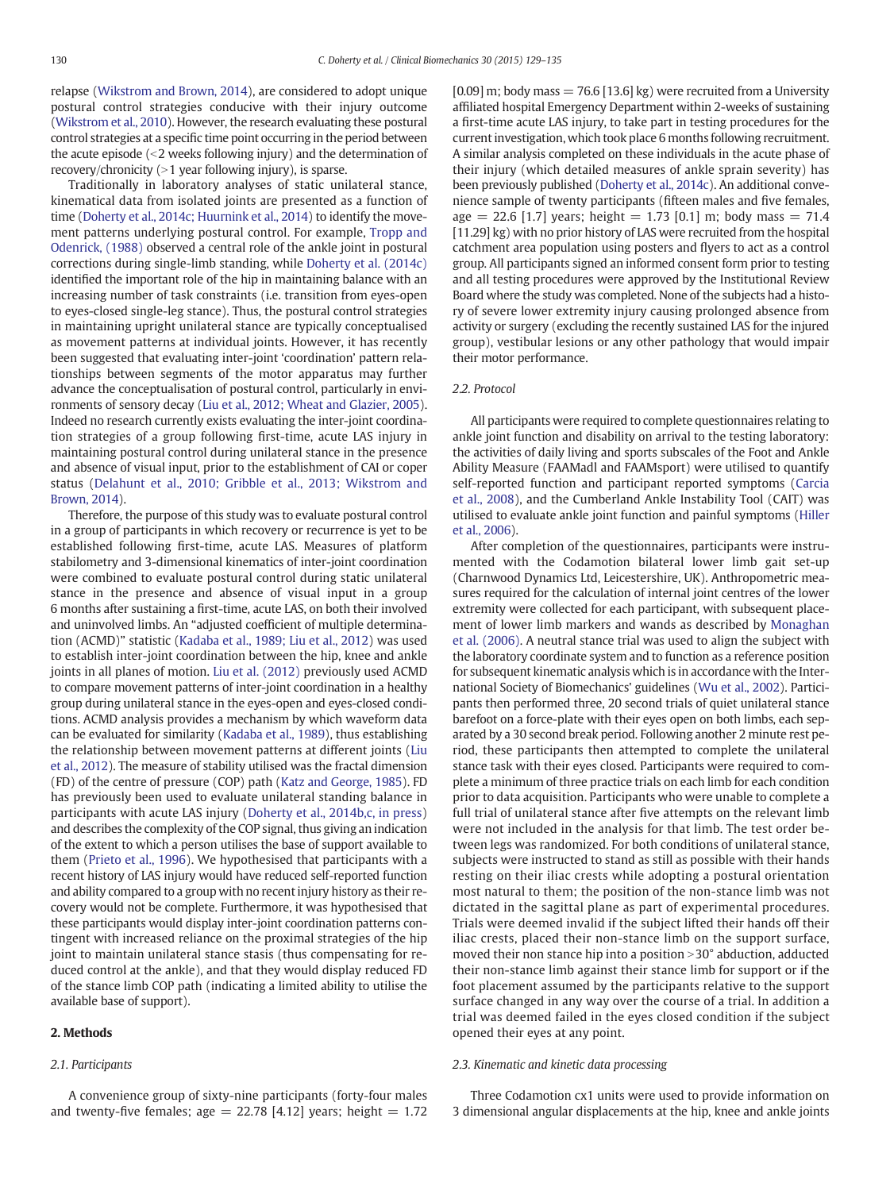relapse (Wikstrom and Brown, 2014), are considered to adopt unique postural control strategies conducive with their injury outcome (Wikstrom et al., 2010). However, the research evaluating these postural control strategies at a specific time point occurring in the period between the acute episode (<2 weeks following injury) and the determination of recovery/chronicity (>1 year following injury), is sparse.

Traditionally in laboratory analyses of static unilateral stance, kinematical data from isolated joints are presented as a function of time (Doherty et al., 2014c; Huurnink et al., 2014) to identify the movement patterns underlying postural control. For example, Tropp and Odenrick, (1988) observed a central role of the ankle joint in postural corrections during single-limb standing, while Doherty et al. (2014c) identified the important role of the hip in maintaining balance with an increasing number of task constraints (i.e. transition from eyes-open to eyes-closed single-leg stance). Thus, the postural control strategies in maintaining upright unilateral stance are typically conceptualised as movement patterns at individual joints. However, it has recently been suggested that evaluating inter-joint 'coordination' pattern relationships between segments of the motor apparatus may further advance the conceptualisation of postural control, particularly in environments of sensory decay (Liu et al., 2012; Wheat and Glazier, 2005). Indeed no research currently exists evaluating the inter-joint coordination strategies of a group following first-time, acute LAS injury in maintaining postural control during unilateral stance in the presence and absence of visual input, prior to the establishment of CAI or coper status (Delahunt et al., 2010; Gribble et al., 2013; Wikstrom and Brown, 2014).

Therefore, the purpose of this study was to evaluate postural control in a group of participants in which recovery or recurrence is yet to be established following first-time, acute LAS. Measures of platform stabilometry and 3-dimensional kinematics of inter-joint coordination were combined to evaluate postural control during static unilateral stance in the presence and absence of visual input in a group 6 months after sustaining a first-time, acute LAS, on both their involved and uninvolved limbs. An "adjusted coefficient of multiple determination (ACMD)" statistic (Kadaba et al., 1989; Liu et al., 2012) was used to establish inter-joint coordination between the hip, knee and ankle joints in all planes of motion. Liu et al. (2012) previously used ACMD to compare movement patterns of inter-joint coordination in a healthy group during unilateral stance in the eyes-open and eyes-closed conditions. ACMD analysis provides a mechanism by which waveform data can be evaluated for similarity (Kadaba et al., 1989), thus establishing the relationship between movement patterns at different joints (Liu et al., 2012). The measure of stability utilised was the fractal dimension (FD) of the centre of pressure (COP) path (Katz and George, 1985). FD has previously been used to evaluate unilateral standing balance in participants with acute LAS injury (Doherty et al., 2014b,c, in press) and describes the complexity of the COP signal, thus giving an indication of the extent to which a person utilises the base of support available to them (Prieto et al., 1996). We hypothesised that participants with a recent history of LAS injury would have reduced self-reported function and ability compared to a group with no recent injury history as their recovery would not be complete. Furthermore, it was hypothesised that these participants would display inter-joint coordination patterns contingent with increased reliance on the proximal strategies of the hip joint to maintain unilateral stance stasis (thus compensating for reduced control at the ankle), and that they would display reduced FD of the stance limb COP path (indicating a limited ability to utilise the available base of support).

## 2. Methods

### 2.1. Participants

A convenience group of sixty-nine participants (forty-four males and twenty-five females; age = 22.78 [4.12] years; height = 1.72 [0.09] m; body mass = 76.6 [13.6] kg) were recruited from a University affiliated hospital Emergency Department within 2-weeks of sustaining a first-time acute LAS injury, to take part in testing procedures for the current investigation, which took place 6 months following recruitment. A similar analysis completed on these individuals in the acute phase of their injury (which detailed measures of ankle sprain severity) has been previously published (Doherty et al., 2014c). An additional convenience sample of twenty participants (fifteen males and five females, age = 22.6 [1.7] years; height = 1.73 [0.1] m; body mass = 71.4 [11.29] kg) with no prior history of LAS were recruited from the hospital catchment area population using posters and flyers to act as a control group. All participants signed an informed consent form prior to testing and all testing procedures were approved by the Institutional Review Board where the study was completed. None of the subjects had a history of severe lower extremity injury causing prolonged absence from activity or surgery (excluding the recently sustained LAS for the injured group), vestibular lesions or any other pathology that would impair their motor performance.

### 2.2. Protocol

All participants were required to complete questionnaires relating to ankle joint function and disability on arrival to the testing laboratory: the activities of daily living and sports subscales of the Foot and Ankle Ability Measure (FAAMadl and FAAMsport) were utilised to quantify self-reported function and participant reported symptoms (Carcia et al., 2008), and the Cumberland Ankle Instability Tool (CAIT) was utilised to evaluate ankle joint function and painful symptoms (Hiller et al., 2006).

After completion of the questionnaires, participants were instrumented with the Codamotion bilateral lower limb gait set-up (Charnwood Dynamics Ltd, Leicestershire, UK). Anthropometric measures required for the calculation of internal joint centres of the lower extremity were collected for each participant, with subsequent placement of lower limb markers and wands as described by Monaghan et al. (2006). A neutral stance trial was used to align the subject with the laboratory coordinate system and to function as a reference position for subsequent kinematic analysis which is in accordance with the International Society of Biomechanics' guidelines (Wu et al., 2002). Participants then performed three, 20 second trials of quiet unilateral stance barefoot on a force-plate with their eyes open on both limbs, each separated by a 30 second break period. Following another 2 minute rest period, these participants then attempted to complete the unilateral stance task with their eyes closed. Participants were required to complete a minimum of three practice trials on each limb for each condition prior to data acquisition. Participants who were unable to complete a full trial of unilateral stance after five attempts on the relevant limb were not included in the analysis for that limb. The test order between legs was randomized. For both conditions of unilateral stance, subjects were instructed to stand as still as possible with their hands resting on their iliac crests while adopting a postural orientation most natural to them; the position of the non-stance limb was not dictated in the sagittal plane as part of experimental procedures. Trials were deemed invalid if the subject lifted their hands off their iliac crests, placed their non-stance limb on the support surface, moved their non stance hip into a position >30° abduction, adducted their non-stance limb against their stance limb for support or if the foot placement assumed by the participants relative to the support surface changed in any way over the course of a trial. In addition a trial was deemed failed in the eyes closed condition if the subject opened their eyes at any point.

### 2.3. Kinematic and kinetic data processing

Three Codamotion cx1 units were used to provide information on 3 dimensional angular displacements at the hip, knee and ankle joints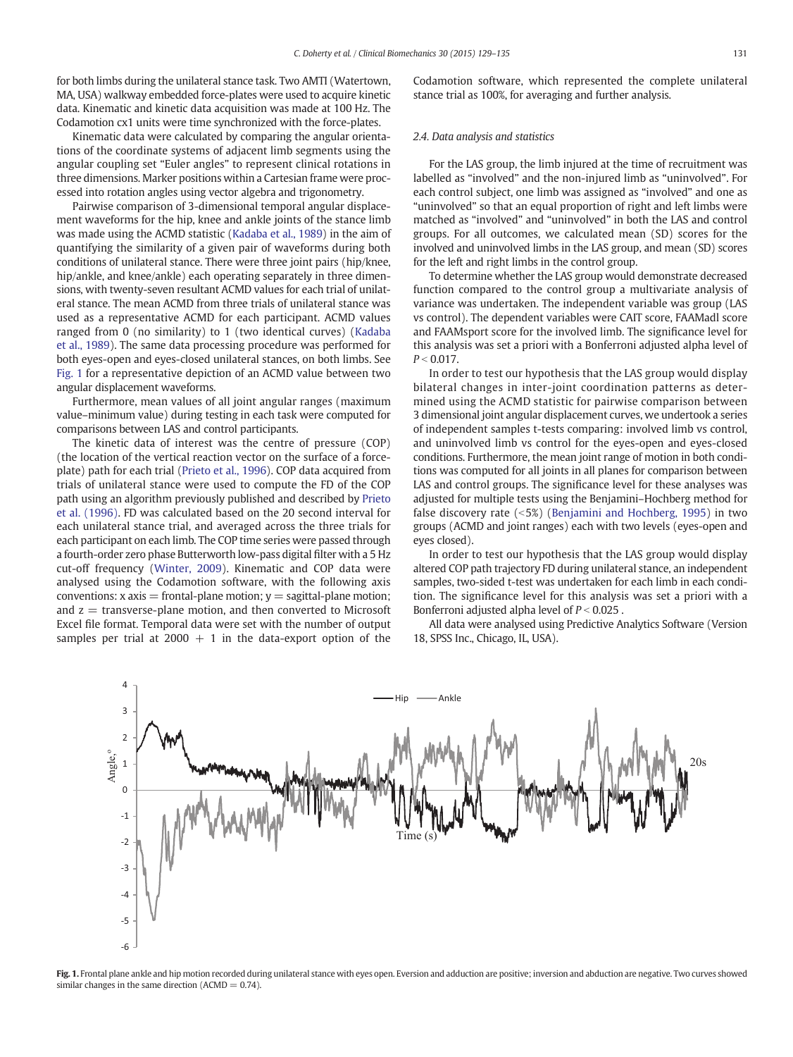for both limbs during the unilateral stance task. Two AMTI (Watertown, MA, USA) walkway embedded force-plates were used to acquire kinetic data. Kinematic and kinetic data acquisition was made at 100 Hz. The Codamotion cx1 units were time synchronized with the force-plates.

Kinematic data were calculated by comparing the angular orientations of the coordinate systems of adjacent limb segments using the angular coupling set "Euler angles" to represent clinical rotations in three dimensions. Marker positions within a Cartesian frame were processed into rotation angles using vector algebra and trigonometry.

Pairwise comparison of 3-dimensional temporal angular displacement waveforms for the hip, knee and ankle joints of the stance limb was made using the ACMD statistic (Kadaba et al., 1989) in the aim of quantifying the similarity of a given pair of waveforms during both conditions of unilateral stance. There were three joint pairs (hip/knee, hip/ankle, and knee/ankle) each operating separately in three dimensions, with twenty-seven resultant ACMD values for each trial of unilateral stance. The mean ACMD from three trials of unilateral stance was used as a representative ACMD for each participant. ACMD values ranged from 0 (no similarity) to 1 (two identical curves) (Kadaba et al., 1989). The same data processing procedure was performed for both eyes-open and eyes-closed unilateral stances, on both limbs. See Fig. 1 for a representative depiction of an ACMD value between two angular displacement waveforms.

Furthermore, mean values of all joint angular ranges (maximum value–minimum value) during testing in each task were computed for comparisons between LAS and control participants.

The kinetic data of interest was the centre of pressure (COP) (the location of the vertical reaction vector on the surface of a force-plate) path for each trial (Prieto et al., 1996). COP data acquired from trials of unilateral stance were used to compute the FD of the COP path using an algorithm previously published and described by Prieto et al. (1996). FD was calculated based on the 20 second interval for each unilateral stance trial, and averaged across the three trials for each participant on each limb. The COP time series were passed through a fourth-order zero phase Butterworth low-pass digital filter with a 5 Hz cut-off frequency (Winter, 2009). Kinematic and COP data were analysed using the Codamotion software, with the following axis conventions: x axis = frontal-plane motion; y = sagittal-plane motion; and z = transverse-plane motion, and then converted to Microsoft Excel file format. Temporal data were set with the number of output samples per trial at 2000 + 1 in the data-export option of the Codamotion software, which represented the complete unilateral stance trial as 100%, for averaging and further analysis.

### 2.4. Data analysis and statistics

For the LAS group, the limb injured at the time of recruitment was labelled as "involved" and the non-injured limb as "uninvolved". For each control subject, one limb was assigned as "involved" and one as "uninvolved" so that an equal proportion of right and left limbs were matched as "involved" and "uninvolved" in both the LAS and control groups. For all outcomes, we calculated mean (SD) scores for the involved and uninvolved limbs in the LAS group, and mean (SD) scores for the left and right limbs in the control group.

To determine whether the LAS group would demonstrate decreased function compared to the control group a multivariate analysis of variance was undertaken. The independent variable was group (LAS vs control). The dependent variables were CAIT score, FAAMadl score and FAAMsport score for the involved limb. The significance level for this analysis was set a priori with a Bonferroni adjusted alpha level of $P < 0.017$.

In order to test our hypothesis that the LAS group would display bilateral changes in inter-joint coordination patterns as determined using the ACMD statistic for pairwise comparison between 3 dimensional joint angular displacement curves, we undertook a series of independent samples t-tests comparing: involved limb vs control, and uninvolved limb vs control for the eyes-open and eyes-closed conditions. Furthermore, the mean joint range of motion in both conditions was computed for all joints in all planes for comparison between LAS and control groups. The significance level for these analyses was adjusted for multiple tests using the Benjamini–Hochberg method for false discovery rate (<5%) (Benjamini and Hochberg, 1995) in two groups (ACMD and joint ranges) each with two levels (eyes-open and eyes closed).

In order to test our hypothesis that the LAS group would display altered COP path trajectory FD during unilateral stance, an independent samples, two-sided t-test was undertaken for each limb in each condition. The significance level for this analysis was set a priori with a Bonferroni adjusted alpha level of $P < 0.025$ .

All data were analysed using Predictive Analytics Software (Version 18, SPSS Inc., Chicago, IL, USA).

Hip
Ankle
Angle, °
4
3
2
1
0
-1
-2
-3
-4
-5
-6
Time (s)
20s

**Fig. 1.** Frontal plane ankle and hip motion recorded during unilateral stance with eyes open. Eversion and adduction are positive; inversion and abduction are negative. Two curves showed similar changes in the same direction (ACMD = 0.74).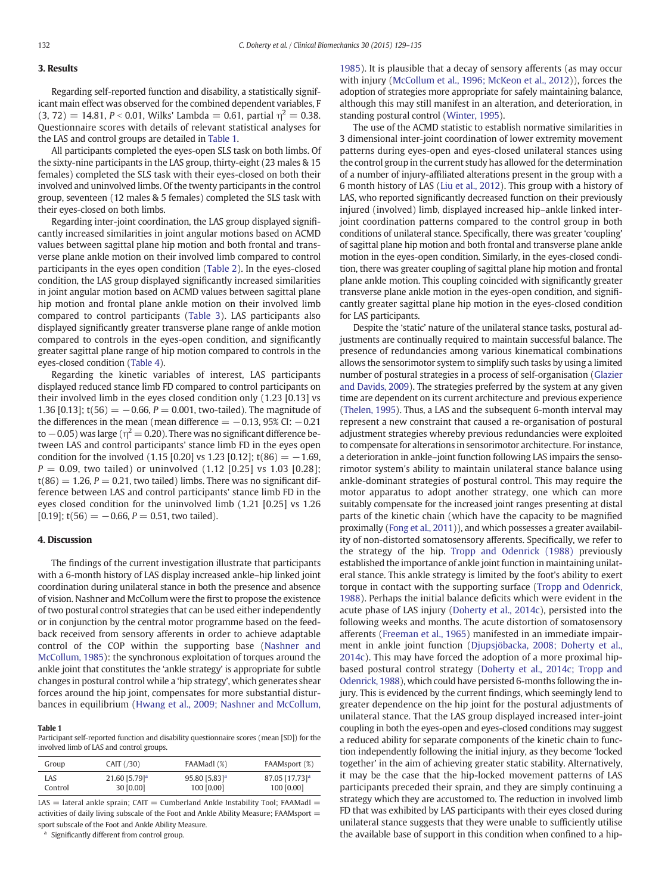## 3. Results

Regarding self-reported function and disability, a statistically significant main effect was observed for the combined dependent variables, $F(3, 72) = 14.81$, $P < 0.01$, Wilks' Lambda = 0.61, partial $\eta^2 = 0.38$. Questionnaire scores with details of relevant statistical analyses for the LAS and control groups are detailed in Table 1.

All participants completed the eyes-open SLS task on both limbs. Of the sixty-nine participants in the LAS group, thirty-eight (23 males & 15 females) completed the SLS task with their eyes-closed on both their involved and uninvolved limbs. Of the twenty participants in the control group, seventeen (12 males & 5 females) completed the SLS task with their eyes-closed on both limbs.

Regarding inter-joint coordination, the LAS group displayed significantly increased similarities in joint angular motions based on ACMD values between sagittal plane hip motion and both frontal and transverse plane ankle motion on their involved limb compared to control participants in the eyes open condition (Table 2). In the eyes-closed condition, the LAS group displayed significantly increased similarities in joint angular motion based on ACMD values between sagittal plane hip motion and frontal plane ankle motion on their involved limb compared to control participants (Table 3). LAS participants also displayed significantly greater transverse plane range of ankle motion compared to controls in the eyes-open condition, and significantly greater sagittal plane range of hip motion compared to controls in the eyes-closed condition (Table 4).

Regarding the kinetic variables of interest, LAS participants displayed reduced stance limb FD compared to control participants on their involved limb in the eyes closed condition only (1.23 [0.13] vs 1.36 [0.13]; $t(56) = -0.66$, $P = 0.001$, two-tailed). The magnitude of the differences in the mean (mean difference = −0.13, 95% CI: −0.21 to −0.05) was large ($\eta^2 = 0.20$). There was no significant difference between LAS and control participants' stance limb FD in the eyes open condition for the involved (1.15 [0.20] vs 1.23 [0.12]; $t(86) = -1.69$, $P = 0.09$, two tailed) or uninvolved (1.12 [0.25] vs 1.03 [0.28]; $t(86) = 1.26$, $P = 0.21$, two tailed) limbs. There was no significant difference between LAS and control participants' stance limb FD in the eyes closed condition for the uninvolved limb (1.21 [0.25] vs 1.26 [0.19]; $t(56) = -0.66$, $P = 0.51$, two tailed).

## 4. Discussion

The findings of the current investigation illustrate that participants with a 6-month history of LAS display increased ankle–hip linked joint coordination during unilateral stance in both the presence and absence of vision. Nashner and McCollum were the first to propose the existence of two postural control strategies that can be used either independently or in conjunction by the central motor programme based on the feedback received from sensory afferents in order to achieve adaptable control of the COP within the supporting base (Nashner and McCollum, 1985): the synchronous exploitation of torques around the ankle joint that constitutes the 'ankle strategy' is appropriate for subtle changes in postural control while a 'hip strategy', which generates shear forces around the hip joint, compensates for more substantial disturbances in equilibrium (Hwang et al., 2009; Nashner and McCollum, 1985). It is plausible that a decay of sensory afferents (as may occur with injury (McCollum et al., 1996; McKeon et al., 2012)), forces the adoption of strategies more appropriate for safely maintaining balance, although this may still manifest in an alteration, and deterioration, in standing postural control (Winter, 1995).

The use of the ACMD statistic to establish normative similarities in 3 dimensional inter-joint coordination of lower extremity movement patterns during eyes-open and eyes-closed unilateral stances using the control group in the current study has allowed for the determination of a number of injury-affiliated alterations present in the group with a 6 month history of LAS (Liu et al., 2012). This group with a history of LAS, who reported significantly decreased function on their previously injured (involved) limb, displayed increased hip–ankle linked inter-joint coordination patterns compared to the control group in both conditions of unilateral stance. Specifically, there was greater 'coupling' of sagittal plane hip motion and both frontal and transverse plane ankle motion in the eyes-open condition. Similarly, in the eyes-closed condition, there was greater coupling of sagittal plane hip motion and frontal plane ankle motion. This coupling coincided with significantly greater transverse plane ankle motion in the eyes-open condition, and significantly greater sagittal plane hip motion in the eyes-closed condition for LAS participants.

Despite the 'static' nature of the unilateral stance tasks, postural adjustments are continually required to maintain successful balance. The presence of redundancies among various kinematical combinations allows the sensorimotor system to simplify such tasks by using a limited number of postural strategies in a process of self-organisation (Glazier and Davids, 2009). The strategies preferred by the system at any given time are dependent on its current architecture and previous experience (Thelen, 1995). Thus, a LAS and the subsequent 6-month interval may represent a new constraint that caused a re-organisation of postural adjustment strategies whereby previous redundancies were exploited to compensate for alterations in sensorimotor architecture. For instance, a deterioration in ankle–joint function following LAS impairs the sensorimotor system's ability to maintain unilateral stance balance using ankle-dominant strategies of postural control. This may require the motor apparatus to adopt another strategy, one which can more suitably compensate for the increased joint ranges presenting at distal parts of the kinetic chain (which have the capacity to be magnified proximally (Fong et al., 2011)), and which possesses a greater availability of non-distorted somatosensory afferents. Specifically, we refer to the strategy of the hip. Tropp and Odenrick (1988) previously established the importance of ankle joint function in maintaining unilateral stance. This ankle strategy is limited by the foot's ability to exert torque in contact with the supporting surface (Tropp and Odenrick, 1988). Perhaps the initial balance deficits which were evident in the acute phase of LAS injury (Doherty et al., 2014c), persisted into the following weeks and months. The acute distortion of somatosensory afferents (Freeman et al., 1965) manifested in an immediate impairment in ankle joint function (Djupsjöbacka, 2008; Doherty et al., 2014c). This may have forced the adoption of a more proximal hip-based postural control strategy (Doherty et al., 2014c; Tropp and Odenrick, 1988), which could have persisted 6-months following the injury. This is evidenced by the current findings, which seemingly lend to greater dependence on the hip joint for the postural adjustments of unilateral stance. That the LAS group displayed increased inter-joint coupling in both the eyes-open and eyes-closed conditions may suggest a reduced ability for separate components of the kinetic chain to function independently following the initial injury, as they become 'locked together' in the aim of achieving greater static stability. Alternatively, it may be the case that the hip-locked movement patterns of LAS participants preceded their sprain, and they are simply continuing a strategy which they are accustomed to. The reduction in involved limb FD that was exhibited by LAS participants with their eyes closed during unilateral stance suggests that they were unable to sufficiently utilise the available base of support in this condition when confined to a hip-

**Table 1**
Participant self-reported function and disability questionnaire scores (mean [SD]) for the involved limb of LAS and control groups.

| Group | CAIT (/30) | FAAMadl (%) | FAAMsport (%) |
|---|---|---|---|
| LAS | 21.60 [5.79][a] | 95.80 [5.83][a] | 87.05 [17.73][a] |
| Control | 30 [0.00] | 100 [0.00] | 100 [0.00] |

LAS = lateral ankle sprain; CAIT = Cumberland Ankle Instability Tool; FAAMadl = activities of daily living subscale of the Foot and Ankle Ability Measure; FAAMsport = sport subscale of the Foot and Ankle Ability Measure.

[a] Significantly different from control group.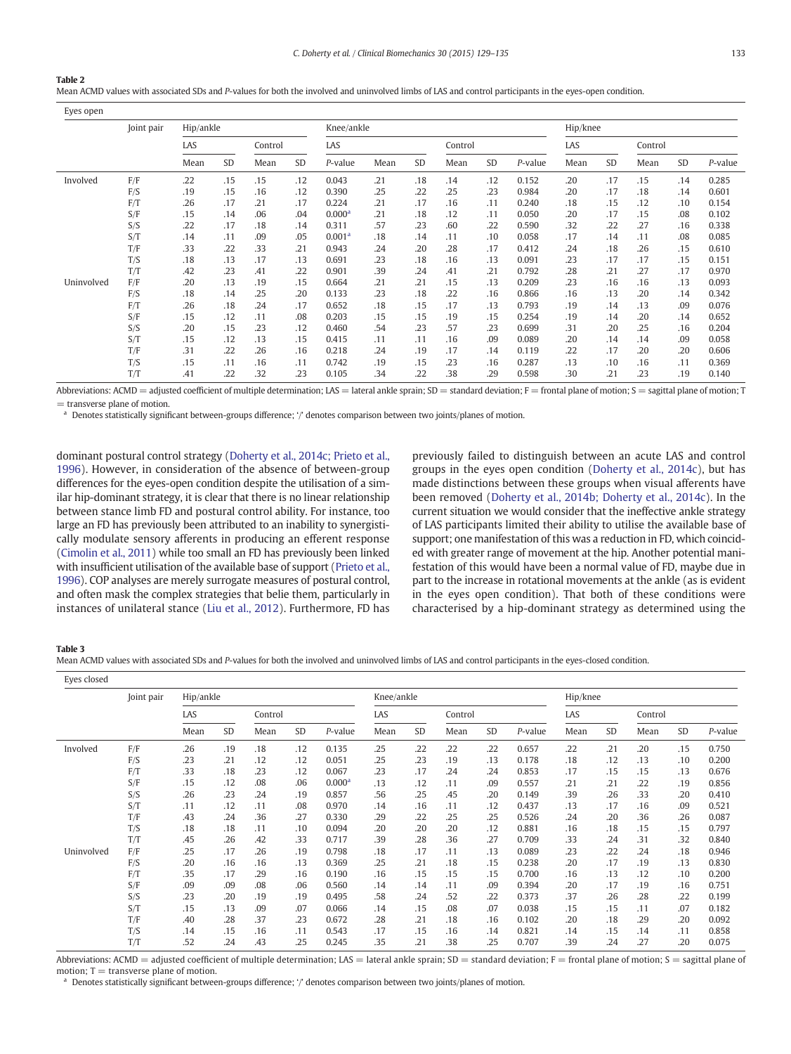**Table 2**
Mean ACMD values with associated SDs and *P*-values for both the involved and uninvolved limbs of LAS and control participants in the eyes-open condition.

| Eyes open | Joint pair | Hip/ankle | | | | | Knee/ankle | | | | | Hip/knee | | | | |
|---|---|---|---|---|---|---|---|---|---|---|---|---|---|---|---|---|
| | | LAS | | Control | | | LAS | | Control | | | LAS | | Control | | |
| | | Mean | SD | Mean | SD | *P*-value | Mean | SD | Mean | SD | *P*-value | Mean | SD | Mean | SD | *P*-value |
| Involved | F/F | .22 | .15 | .15 | .12 | 0.043 | .21 | .18 | .14 | .12 | 0.152 | .20 | .17 | .15 | .14 | 0.285 |
| | F/S | .19 | .15 | .16 | .12 | 0.390 | .25 | .22 | .25 | .23 | 0.984 | .20 | .17 | .18 | .14 | 0.601 |
| | F/T | .26 | .17 | .21 | .17 | 0.224 | .21 | .17 | .16 | .11 | 0.240 | .18 | .15 | .12 | .10 | 0.154 |
| | S/F | .15 | .14 | .06 | .04 | 0.000[a] | .21 | .18 | .12 | .11 | 0.050 | .20 | .17 | .15 | .08 | 0.102 |
| | S/S | .22 | .17 | .18 | .14 | 0.311 | .57 | .23 | .60 | .22 | 0.590 | .32 | .22 | .27 | .16 | 0.338 |
| | S/T | .14 | .11 | .09 | .05 | 0.001[a] | .18 | .14 | .11 | .10 | 0.058 | .17 | .14 | .11 | .08 | 0.085 |
| | T/F | .33 | .22 | .33 | .21 | 0.943 | .24 | .20 | .28 | .17 | 0.412 | .24 | .18 | .26 | .15 | 0.610 |
| | T/S | .18 | .13 | .17 | .13 | 0.691 | .23 | .18 | .16 | .13 | 0.091 | .23 | .17 | .17 | .15 | 0.151 |
| | T/T | .42 | .23 | .41 | .22 | 0.901 | .39 | .24 | .41 | .21 | 0.792 | .28 | .21 | .27 | .17 | 0.970 |
| Uninvolved | F/F | .20 | .13 | .19 | .15 | 0.664 | .21 | .21 | .15 | .13 | 0.209 | .23 | .16 | .16 | .13 | 0.093 |
| | F/S | .18 | .14 | .25 | .20 | 0.133 | .23 | .18 | .22 | .16 | 0.866 | .16 | .13 | .20 | .14 | 0.342 |
| | F/T | .26 | .18 | .24 | .17 | 0.652 | .18 | .15 | .17 | .13 | 0.793 | .19 | .14 | .13 | .09 | 0.076 |
| | S/F | .15 | .12 | .11 | .08 | 0.203 | .15 | .15 | .19 | .15 | 0.254 | .19 | .14 | .20 | .14 | 0.652 |
| | S/S | .20 | .15 | .23 | .12 | 0.460 | .54 | .23 | .57 | .23 | 0.699 | .31 | .20 | .25 | .16 | 0.204 |
| | S/T | .15 | .12 | .13 | .15 | 0.415 | .11 | .11 | .16 | .09 | 0.089 | .20 | .14 | .14 | .09 | 0.058 |
| | T/F | .31 | .22 | .26 | .16 | 0.218 | .24 | .19 | .17 | .14 | 0.119 | .22 | .17 | .20 | .20 | 0.606 |
| | T/S | .15 | .11 | .16 | .11 | 0.742 | .19 | .15 | .23 | .16 | 0.287 | .13 | .10 | .16 | .11 | 0.369 |
| | T/T | .41 | .22 | .32 | .23 | 0.105 | .34 | .22 | .38 | .29 | 0.598 | .30 | .21 | .23 | .19 | 0.140 |

Abbreviations: ACMD = adjusted coefficient of multiple determination; LAS = lateral ankle sprain; SD = standard deviation; F = frontal plane of motion; S = sagittal plane of motion; T = transverse plane of motion.
[a] Denotes statistically significant between-groups difference; '/' denotes comparison between two joints/planes of motion.

dominant postural control strategy (Doherty et al., 2014c; Prieto et al., 1996). However, in consideration of the absence of between-group differences for the eyes-open condition despite the utilisation of a similar hip-dominant strategy, it is clear that there is no linear relationship between stance limb FD and postural control ability. For instance, too large an FD has previously been attributed to an inability to synergistically modulate sensory afferents in producing an efferent response (Cimolin et al., 2011) while too small an FD has previously been linked with insufficient utilisation of the available base of support (Prieto et al., 1996). COP analyses are merely surrogate measures of postural control, and often mask the complex strategies that belie them, particularly in instances of unilateral stance (Liu et al., 2012). Furthermore, FD has previously failed to distinguish between an acute LAS and control groups in the eyes open condition (Doherty et al., 2014c), but has made distinctions between these groups when visual afferents have been removed (Doherty et al., 2014b; Doherty et al., 2014c). In the current situation we would consider that the ineffective ankle strategy of LAS participants limited their ability to utilise the available base of support; one manifestation of this was a reduction in FD, which coincided with greater range of movement at the hip. Another potential manifestation of this would have been a normal value of FD, maybe due in part to the increase in rotational movements at the ankle (as is evident in the eyes open condition). That both of these conditions were characterised by a hip-dominant strategy as determined using the

**Table 3**
Mean ACMD values with associated SDs and *P*-values for both the involved and uninvolved limbs of LAS and control participants in the eyes-closed condition.

| Eyes closed | Joint pair | Hip/ankle | | | | | Knee/ankle | | | | | Hip/knee | | | | |
|---|---|---|---|---|---|---|---|---|---|---|---|---|---|---|---|---|
| | | LAS | | Control | | | LAS | | Control | | | LAS | | Control | | |
| | | Mean | SD | Mean | SD | *P*-value | Mean | SD | Mean | SD | *P*-value | Mean | SD | Mean | SD | *P*-value |
| Involved | F/F | .26 | .19 | .18 | .12 | 0.135 | .25 | .22 | .22 | .22 | 0.657 | .22 | .21 | .20 | .15 | 0.750 |
| | F/S | .23 | .21 | .12 | .12 | 0.051 | .25 | .23 | .19 | .13 | 0.178 | .18 | .12 | .13 | .10 | 0.200 |
| | F/T | .33 | .18 | .23 | .12 | 0.067 | .23 | .17 | .24 | .24 | 0.853 | .17 | .15 | .15 | .13 | 0.676 |
| | S/F | .15 | .12 | .08 | .06 | 0.000[a] | .13 | .12 | .11 | .09 | 0.557 | .21 | .21 | .22 | .19 | 0.856 |
| | S/S | .26 | .23 | .24 | .19 | 0.857 | .56 | .25 | .45 | .20 | 0.149 | .39 | .26 | .33 | .20 | 0.410 |
| | S/T | .11 | .12 | .11 | .08 | 0.970 | .14 | .16 | .11 | .12 | 0.437 | .13 | .17 | .16 | .09 | 0.521 |
| | T/F | .43 | .24 | .36 | .27 | 0.330 | .29 | .22 | .25 | .25 | 0.526 | .24 | .20 | .36 | .26 | 0.087 |
| | T/S | .18 | .18 | .11 | .10 | 0.094 | .20 | .20 | .20 | .12 | 0.881 | .16 | .18 | .15 | .15 | 0.797 |
| | T/T | .45 | .26 | .42 | .33 | 0.717 | .39 | .28 | .36 | .27 | 0.709 | .33 | .24 | .31 | .32 | 0.840 |
| Uninvolved | F/F | .25 | .17 | .26 | .19 | 0.798 | .18 | .17 | .11 | .13 | 0.089 | .23 | .22 | .24 | .18 | 0.946 |
| | F/S | .20 | .16 | .16 | .13 | 0.369 | .25 | .21 | .18 | .15 | 0.238 | .20 | .17 | .19 | .13 | 0.830 |
| | F/T | .35 | .17 | .29 | .16 | 0.190 | .16 | .15 | .15 | .15 | 0.700 | .16 | .13 | .12 | .10 | 0.200 |
| | S/F | .09 | .09 | .08 | .06 | 0.560 | .14 | .14 | .11 | .09 | 0.394 | .20 | .17 | .19 | .16 | 0.751 |
| | S/S | .23 | .20 | .19 | .19 | 0.495 | .58 | .24 | .52 | .22 | 0.373 | .37 | .26 | .28 | .22 | 0.199 |
| | S/T | .15 | .13 | .09 | .07 | 0.066 | .14 | .15 | .08 | .07 | 0.038 | .15 | .15 | .11 | .07 | 0.182 |
| | T/F | .40 | .28 | .37 | .23 | 0.672 | .28 | .21 | .18 | .16 | 0.102 | .20 | .18 | .29 | .20 | 0.092 |
| | T/S | .14 | .15 | .16 | .11 | 0.543 | .17 | .15 | .16 | .14 | 0.821 | .14 | .15 | .14 | .11 | 0.858 |
| | T/T | .52 | .24 | .43 | .25 | 0.245 | .35 | .21 | .38 | .25 | 0.707 | .39 | .24 | .27 | .20 | 0.075 |

Abbreviations: ACMD = adjusted coefficient of multiple determination; LAS = lateral ankle sprain; SD = standard deviation; F = frontal plane of motion; S = sagittal plane of motion; T = transverse plane of motion.
[a] Denotes statistically significant between-groups difference; '/' denotes comparison between two joints/planes of motion.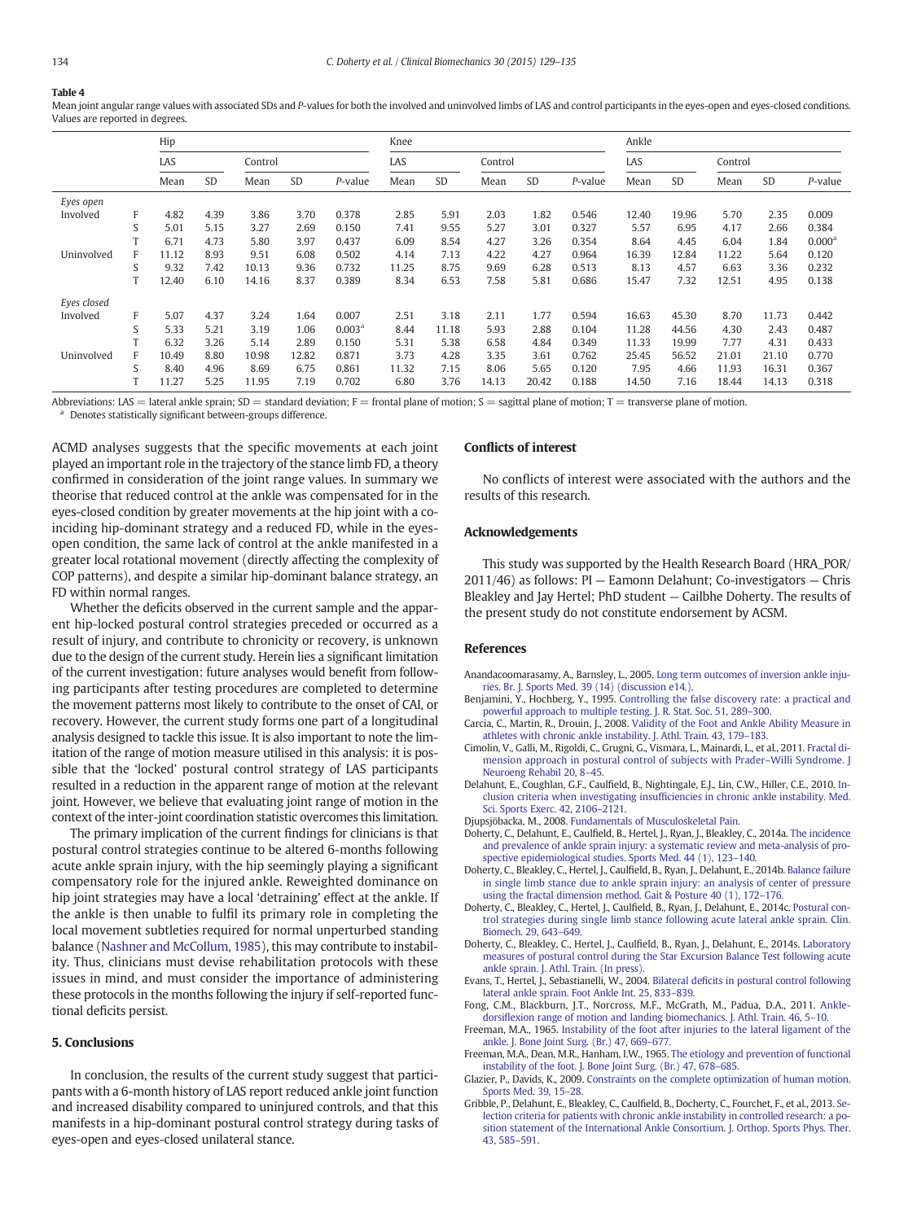**Table 4**

Mean joint angular range values with associated SDs and P-values for both the involved and uninvolved limbs of LAS and control participants in the eyes-open and eyes-closed conditions. Values are reported in degrees.

| | | Hip | | | | | Knee | | | | | Ankle | | | | |
|---|---|---|---|---|---|---|---|---|---|---|---|---|---|---|---|---|
| | | LAS | | Control | | | LAS | | Control | | | LAS | | Control | | |
| | | Mean | SD | Mean | SD | *P*-value | Mean | SD | Mean | SD | *P*-value | Mean | SD | Mean | SD | *P*-value |
| *Eyes open* | | | | | | | | | | | | | | | | |
| Involved | F | 4.82 | 4.39 | 3.86 | 3.70 | 0.378 | 2.85 | 5.91 | 2.03 | 1.82 | 0.546 | 12.40 | 19.96 | 5.70 | 2.35 | 0.009 |
| | S | 5.01 | 5.15 | 3.27 | 2.69 | 0.150 | 7.41 | 9.55 | 5.27 | 3.01 | 0.327 | 5.57 | 6.95 | 4.17 | 2.66 | 0.384 |
| | T | 6.71 | 4.73 | 5.80 | 3.97 | 0.437 | 6.09 | 8.54 | 4.27 | 3.26 | 0.354 | 8.64 | 4.45 | 6.04 | 1.84 | 0.000[a] |
| Uninvolved | F | 11.12 | 8.93 | 9.51 | 6.08 | 0.502 | 4.14 | 7.13 | 4.22 | 4.27 | 0.964 | 16.39 | 12.84 | 11.22 | 5.64 | 0.120 |
| | S | 9.32 | 7.42 | 10.13 | 9.36 | 0.732 | 11.25 | 8.75 | 9.69 | 6.28 | 0.513 | 8.13 | 4.57 | 6.63 | 3.36 | 0.232 |
| | T | 12.40 | 6.10 | 14.16 | 8.37 | 0.389 | 8.34 | 6.53 | 7.58 | 5.81 | 0.686 | 15.47 | 7.32 | 12.51 | 4.95 | 0.138 |
| *Eyes closed* | | | | | | | | | | | | | | | | |
| Involved | F | 5.07 | 4.37 | 3.24 | 1.64 | 0.007 | 2.51 | 3.18 | 2.11 | 1.77 | 0.594 | 16.63 | 45.30 | 8.70 | 11.73 | 0.442 |
| | S | 5.33 | 5.21 | 3.19 | 1.06 | 0.003[a] | 8.44 | 11.18 | 5.93 | 2.88 | 0.104 | 11.28 | 44.56 | 4.30 | 2.43 | 0.487 |
| | T | 6.32 | 3.26 | 5.14 | 2.89 | 0.150 | 5.31 | 5.38 | 6.58 | 4.84 | 0.349 | 11.33 | 19.99 | 7.77 | 4.31 | 0.433 |
| Uninvolved | F | 10.49 | 8.80 | 10.98 | 12.82 | 0.871 | 3.73 | 4.28 | 3.35 | 3.61 | 0.762 | 25.45 | 56.52 | 21.01 | 21.10 | 0.770 |
| | S | 8.40 | 4.96 | 8.69 | 6.75 | 0.861 | 11.32 | 7.15 | 8.06 | 5.65 | 0.120 | 7.95 | 4.66 | 11.93 | 16.31 | 0.367 |
| | T | 11.27 | 5.25 | 11.95 | 7.19 | 0.702 | 6.80 | 3.76 | 14.13 | 20.42 | 0.188 | 14.50 | 7.16 | 18.44 | 14.13 | 0.318 |

Abbreviations: LAS = lateral ankle sprain; SD = standard deviation; F = frontal plane of motion; S = sagittal plane of motion; T = transverse plane of motion.

[a] Denotes statistically significant between-groups difference.

ACMD analyses suggests that the specific movements at each joint played an important role in the trajectory of the stance limb FD, a theory confirmed in consideration of the joint range values. In summary we theorise that reduced control at the ankle was compensated for in the eyes-closed condition by greater movements at the hip joint with a co-inciding hip-dominant strategy and a reduced FD, while in the eyes-open condition, the same lack of control at the ankle manifested in a greater local rotational movement (directly affecting the complexity of COP patterns), and despite a similar hip-dominant balance strategy, an FD within normal ranges.

Whether the deficits observed in the current sample and the apparent hip-locked postural control strategies preceded or occurred as a result of injury, and contribute to chronicity or recovery, is unknown due to the design of the current study. Herein lies a significant limitation of the current investigation: future analyses would benefit from following participants after testing procedures are completed to determine the movement patterns most likely to contribute to the onset of CAI, or recovery. However, the current study forms one part of a longitudinal analysis designed to tackle this issue. It is also important to note the limitation of the range of motion measure utilised in this analysis: it is possible that the 'locked' postural control strategy of LAS participants resulted in a reduction in the apparent range of motion at the relevant joint. However, we believe that evaluating joint range of motion in the context of the inter-joint coordination statistic overcomes this limitation.

The primary implication of the current findings for clinicians is that postural control strategies continue to be altered 6-months following acute ankle sprain injury, with the hip seemingly playing a significant compensatory role for the injured ankle. Reweighted dominance on hip joint strategies may have a local 'detraining' effect at the ankle. If the ankle is then unable to fulfil its primary role in completing the local movement subtleties required for normal unperturbed standing balance (Nashner and McCollum, 1985), this may contribute to instability. Thus, clinicians must devise rehabilitation protocols with these issues in mind, and must consider the importance of administering these protocols in the months following the injury if self-reported functional deficits persist.

## 5. Conclusions

In conclusion, the results of the current study suggest that participants with a 6-month history of LAS report reduced ankle joint function and increased disability compared to uninjured controls, and that this manifests in a hip-dominant postural control strategy during tasks of eyes-open and eyes-closed unilateral stance.

## Conflicts of interest

No conflicts of interest were associated with the authors and the results of this research.

## Acknowledgements

This study was supported by the Health Research Board (HRA_POR/2011/46) as follows: PI — Eamonn Delahunt; Co-investigators — Chris Bleakley and Jay Hertel; PhD student — Cailbhe Doherty. The results of the present study do not constitute endorsement by ACSM.

## References

Anandacoomarasamy, A., Barnsley, L., 2005. Long term outcomes of inversion ankle injuries. Br. J. Sports Med. 39 (14) (discussion e14.).

Benjamini, Y., Hochberg, Y., 1995. Controlling the false discovery rate: a practical and powerful approach to multiple testing. J. R. Stat. Soc. 51, 289–300.

Carcia, C., Martin, R., Drouin, J., 2008. Validity of the Foot and Ankle Ability Measure in athletes with chronic ankle instability. J. Athl. Train. 43, 179–183.

Cimolin, V., Galli, M., Rigoldi, C., Grugni, G., Vismara, L., Mainardi, L., et al., 2011. Fractal dimension approach in postural control of subjects with Prader–Willi Syndrome. J Neuroeng Rehabil 20, 8–45.

Delahunt, E., Coughlan, G.F., Caulfield, B., Nightingale, E.J., Lin, C.W., Hiller, C.E., 2010. Inclusion criteria when investigating insufficiencies in chronic ankle instability. Med. Sci. Sports Exerc. 42, 2106–2121.

Djupsjöbacka, M., 2008. Fundamentals of Musculoskeletal Pain.

Doherty, C., Delahunt, E., Caulfield, B., Hertel, J., Ryan, J., Bleakley, C., 2014a. The incidence and prevalence of ankle sprain injury: a systematic review and meta-analysis of prospective epidemiological studies. Sports Med. 44 (1), 123–140.

Doherty, C., Bleakley, C., Hertel, J., Caulfield, B., Ryan, J., Delahunt, E., 2014b. Balance failure in single limb stance due to ankle sprain injury: an analysis of center of pressure using the fractal dimension method. Gait & Posture 40 (1), 172–176.

Doherty, C., Bleakley, C., Hertel, J., Caulfield, B., Ryan, J., Delahunt, E., 2014c. Postural control strategies during single limb stance following acute lateral ankle sprain. Clin. Biomech. 29, 643–649.

Doherty, C., Bleakley, C., Hertel, J., Caulfield, B., Ryan, J., Delahunt, E., 2014s. Laboratory measures of postural control during the Star Excursion Balance Test following acute ankle sprain. J. Athl. Train. (In press).

Evans, T., Hertel, J., Sebastianelli, W., 2004. Bilateral deficits in postural control following lateral ankle sprain. Foot Ankle Int. 25, 833–839.

Fong, C.M., Blackburn, J.T., Norcross, M.F., McGrath, M., Padua, D.A., 2011. Ankle-dorsiflexion range of motion and landing biomechanics. J. Athl. Train. 46, 5–10.

Freeman, M.A., 1965. Instability of the foot after injuries to the lateral ligament of the ankle. J. Bone Joint Surg. (Br.) 47, 669–677.

Freeman, M.A., Dean, M.R., Hanham, I.W., 1965. The etiology and prevention of functional instability of the foot. J. Bone Joint Surg. (Br.) 47, 678–685.

Glazier, P., Davids, K., 2009. Constraints on the complete optimization of human motion. Sports Med. 39, 15–28.

Gribble, P., Delahunt, E., Bleakley, C., Caulfield, B., Docherty, C., Fourchet, F., et al., 2013. Selection criteria for patients with chronic ankle instability in controlled research: a position statement of the International Ankle Consortium. J. Orthop. Sports Phys. Ther. 43, 585–591.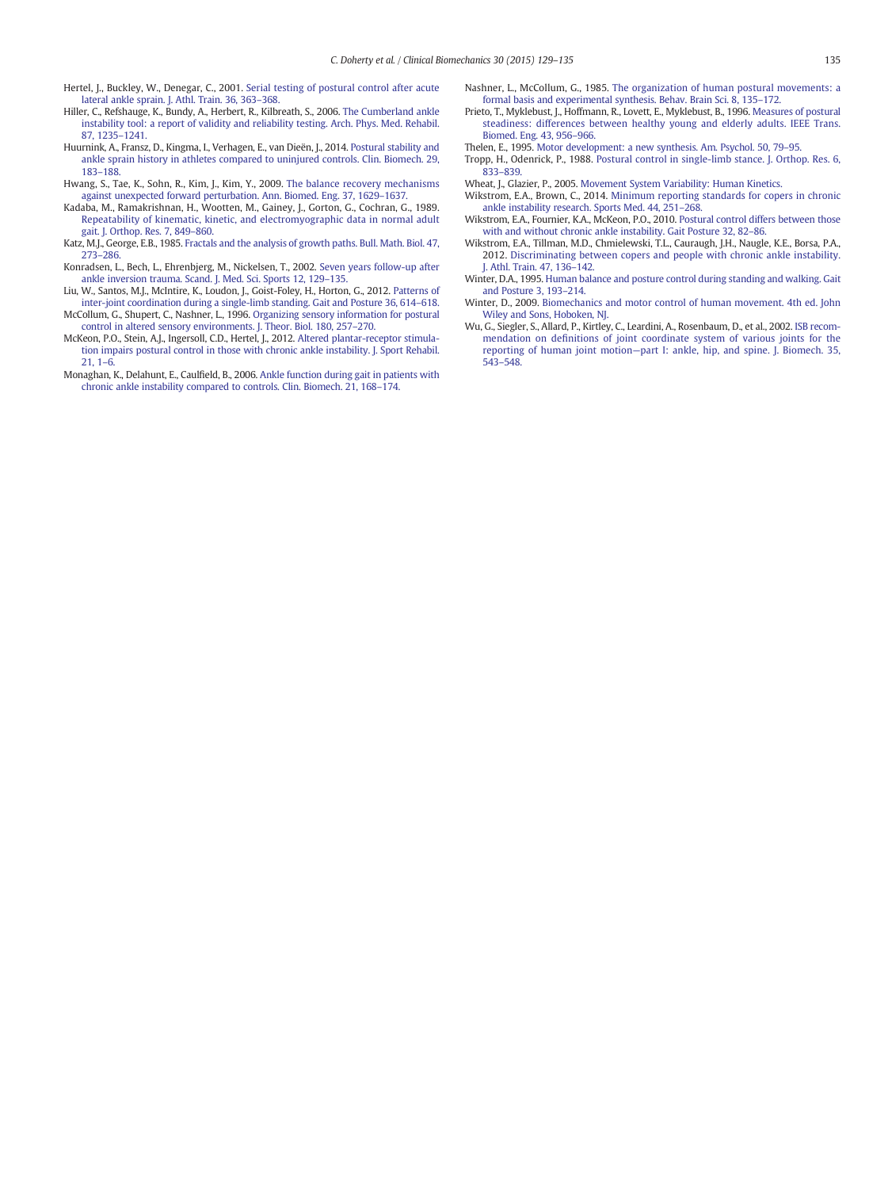Hertel, J., Buckley, W., Denegar, C., 2001. Serial testing of postural control after acute lateral ankle sprain. J. Athl. Train. 36, 363–368.

Hiller, C., Refshauge, K., Bundy, A., Herbert, R., Kilbreath, S., 2006. The Cumberland ankle instability tool: a report of validity and reliability testing. Arch. Phys. Med. Rehabil. 87, 1235–1241.

Huurnink, A., Fransz, D., Kingma, I., Verhagen, E., van Dieën, J., 2014. Postural stability and ankle sprain history in athletes compared to uninjured controls. Clin. Biomech. 29, 183–188.

Hwang, S., Tae, K., Sohn, R., Kim, J., Kim, Y., 2009. The balance recovery mechanisms against unexpected forward perturbation. Ann. Biomed. Eng. 37, 1629–1637.

Kadaba, M., Ramakrishnan, H., Wootten, M., Gainey, J., Gorton, G., Cochran, G., 1989. Repeatability of kinematic, kinetic, and electromyographic data in normal adult gait. J. Orthop. Res. 7, 849–860.

Katz, M.J., George, E.B., 1985. Fractals and the analysis of growth paths. Bull. Math. Biol. 47, 273–286.

Konradsen, L., Bech, L., Ehrenbjerg, M., Nickelsen, T., 2002. Seven years follow-up after ankle inversion trauma. Scand. J. Med. Sci. Sports 12, 129–135.

Liu, W., Santos, M.J., McIntire, K., Loudon, J., Goist-Foley, H., Horton, G., 2012. Patterns of inter-joint coordination during a single-limb standing. Gait and Posture 36, 614–618.

McCollum, G., Shupert, C., Nashner, L., 1996. Organizing sensory information for postural control in altered sensory environments. J. Theor. Biol. 180, 257–270.

McKeon, P.O., Stein, A.J., Ingersoll, C.D., Hertel, J., 2012. Altered plantar-receptor stimulation impairs postural control in those with chronic ankle instability. J. Sport Rehabil. 21, 1–6.

Monaghan, K., Delahunt, E., Caulfield, B., 2006. Ankle function during gait in patients with chronic ankle instability compared to controls. Clin. Biomech. 21, 168–174.

Nashner, L., McCollum, G., 1985. The organization of human postural movements: a formal basis and experimental synthesis. Behav. Brain Sci. 8, 135–172.

Prieto, T., Myklebust, J., Hoffmann, R., Lovett, E., Myklebust, B., 1996. Measures of postural steadiness: differences between healthy young and elderly adults. IEEE Trans. Biomed. Eng. 43, 956–966.

Thelen, E., 1995. Motor development: a new synthesis. Am. Psychol. 50, 79–95.

Tropp, H., Odenrick, P., 1988. Postural control in single-limb stance. J. Orthop. Res. 6, 833–839.

Wheat, J., Glazier, P., 2005. Movement System Variability: Human Kinetics.

Wikstrom, E.A., Brown, C., 2014. Minimum reporting standards for copers in chronic ankle instability research. Sports Med. 44, 251–268.

Wikstrom, E.A., Fournier, K.A., McKeon, P.O., 2010. Postural control differs between those with and without chronic ankle instability. Gait Posture 32, 82–86.

Wikstrom, E.A., Tillman, M.D., Chmielewski, T.L., Cauraugh, J.H., Naugle, K.E., Borsa, P.A., 2012. Discriminating between copers and people with chronic ankle instability. J. Athl. Train. 47, 136–142.

Winter, D.A., 1995. Human balance and posture control during standing and walking. Gait and Posture 3, 193–214.

Winter, D., 2009. Biomechanics and motor control of human movement. 4th ed. John Wiley and Sons, Hoboken, NJ.

Wu, G., Siegler, S., Allard, P., Kirtley, C., Leardini, A., Rosenbaum, D., et al., 2002. ISB recommendation on definitions of joint coordinate system of various joints for the reporting of human joint motion—part I: ankle, hip, and spine. J. Biomech. 35, 543–548.